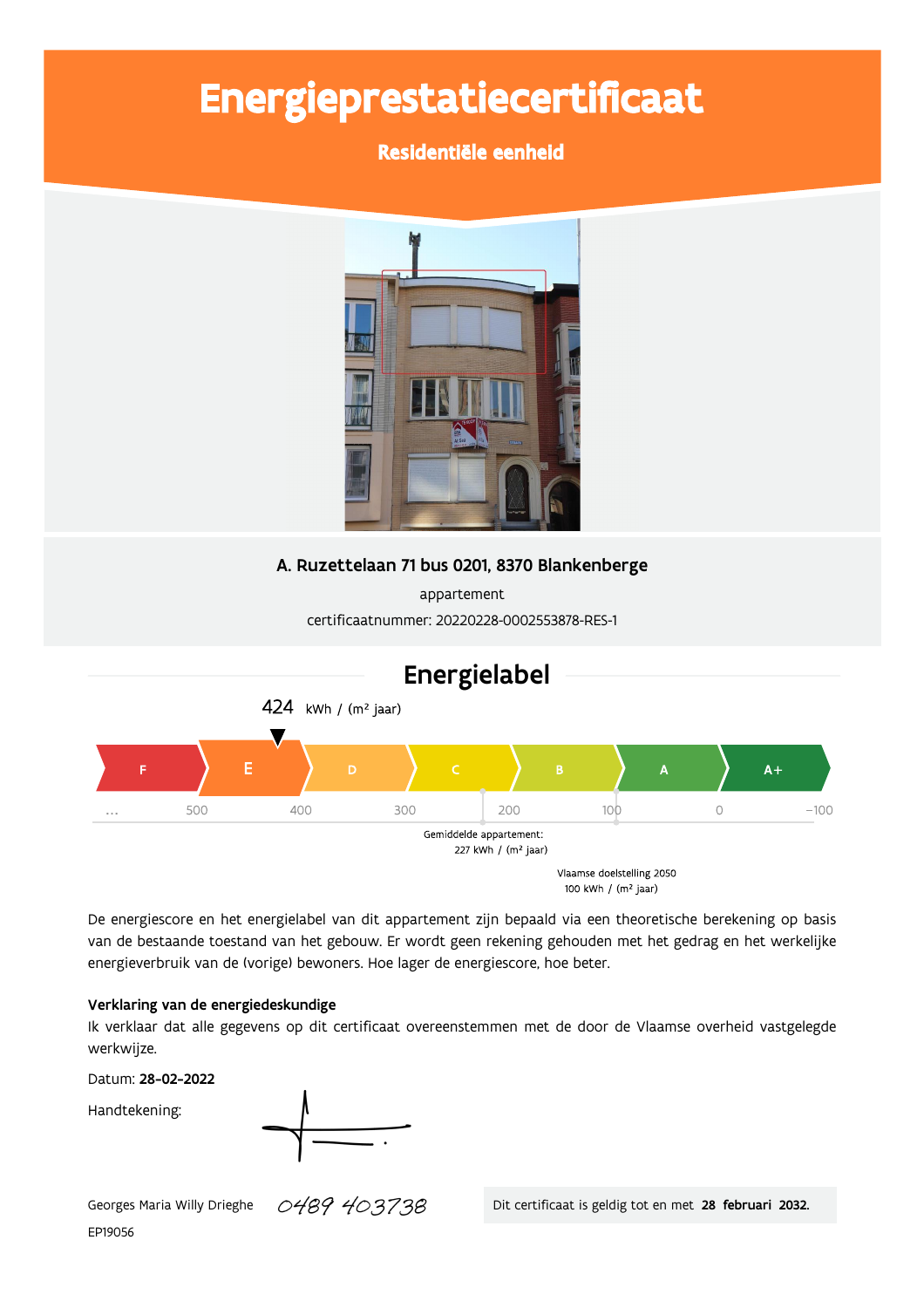# Energieprestatiecertificaat

**Residentiële eenheid**

**A. Ruzettelaan 71 bus 0201, 8370 Blankenberge**

appartement

certificaatnummer: 20220228-0002553878-RES-1

## Energielabel

424 kWh / (m² jaar)

F | E | D | C | B | A | A+

... 500 400 300 200 100 0 -100

Gemiddelde appartement: 227 kWh / (m² jaar)

Vlaamse doelstelling 2050 100 kWh / (m² jaar)

De energiescore en het energielabel van dit appartement zijn bepaald via een theoretische berekening op basis van de bestaande toestand van het gebouw. Er wordt geen rekening gehouden met het gedrag en het werkelijke energieverbruik van de (vorige) bewoners. Hoe lager de energiescore, hoe beter.

**Verklaring van de energiedeskundige**

Ik verklaar dat alle gegevens op dit certificaat overeenstemmen met de door de Vlaamse overheid vastgelegde werkwijze.

Datum: **28-02-2022**

Handtekening:

Georges Maria Willy Drieghe 0489 403738

EP19056

Dit certificaat is geldig tot en met **28 februari 2032.**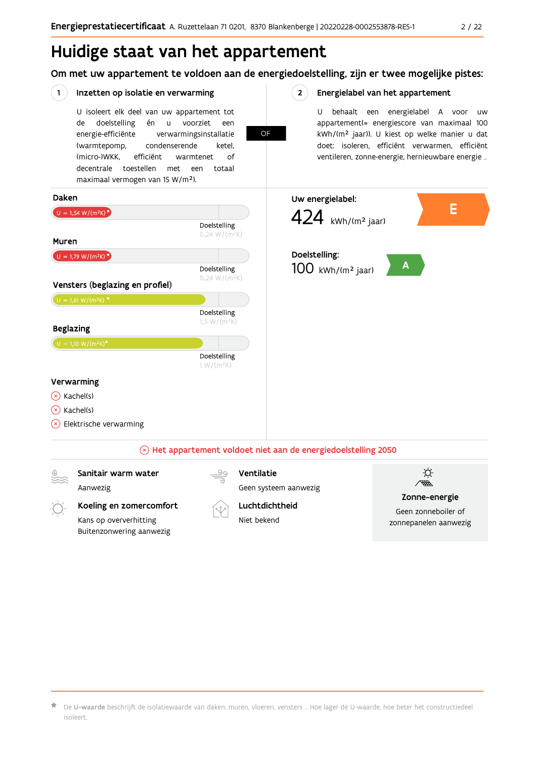# Huidige staat van het appartement

## Om met uw appartement te voldoen aan de energiedoelstelling, zijn er twee mogelijke pistes:

### 1 Inzetten op isolatie en verwarming

U isoleert elk deel van uw appartement tot de doelstelling én u voorziet een energie-efficiënte verwarmingsinstallatie (warmtepomp, condenserende ketel, (micro-)WKK, efficiënt warmtenet of decentrale toestellen met een totaal maximaal vermogen van 15 W/m²).

**OF**

### 2 Energielabel van het appartement

U behaalt een energielabel A voor uw appartement(= energiescore van maximaal 100 kWh/(m² jaar)). U kiest op welke manier u dat doet: isoleren, efficiënt verwarmen, efficiënt ventileren, zonne-energie, hernieuwbare energie ...

**Daken**

U = 1,54 W/(m²K)*
Doelstelling 0,24 W/(m²K)

**Muren**

U = 1,79 W/(m²K)*
Doelstelling 0,24 W/(m²K)

**Vensters (beglazing en profiel)**

U = 1,61 W/(m²K)*
Doelstelling 1,5 W/(m²K)

**Beglazing**

U = 1,10 W/(m²K)*
Doelstelling 1 W/(m²K)

**Verwarming**

- ⊗ Kachel(s)
- ⊗ Kachel(s)
- ⊗ Elektrische verwarming

**Uw energielabel:**
424 kWh/(m² jaar) — E

**Doelstelling:**
100 kWh/(m² jaar) — A

⊗ **Het appartement voldoet niet aan de energiedoelstelling 2050**

**Sanitair warm water**
Aanwezig

**Ventilatie**
Geen systeem aanwezig

**Zonne-energie**
Geen zonneboiler of zonnepanelen aanwezig

**Koeling en zomercomfort**
Kans op oververhitting
Buitenzonwering aanwezig

**Luchtdichtheid**
Niet bekend

* De **U-waarde** beschrijft de isolatiewaarde van daken, muren, vloeren, vensters ... Hoe lager de U-waarde, hoe beter het constructiedeel isoleert.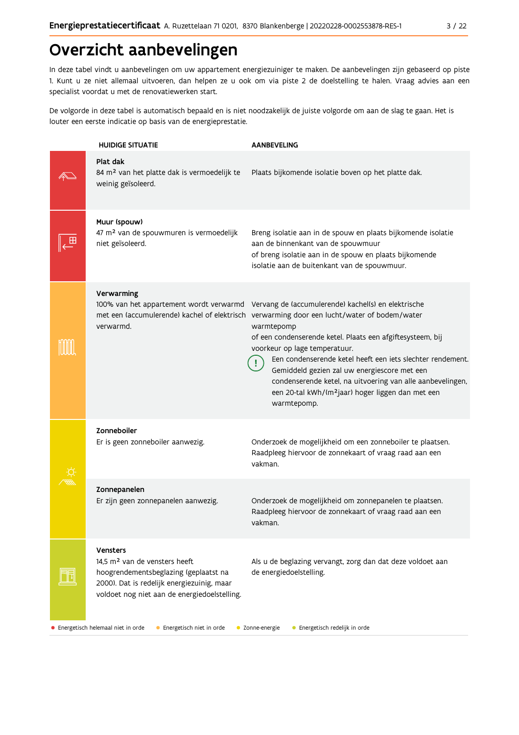# Overzicht aanbevelingen

In deze tabel vindt u aanbevelingen om uw appartement energiezuiniger te maken. De aanbevelingen zijn gebaseerd op piste 1. Kunt u ze niet allemaal uitvoeren, dan helpen ze u ook om via piste 2 de doelstelling te halen. Vraag advies aan een specialist voordat u met de renovatiewerken start.

De volgorde in deze tabel is automatisch bepaald en is niet noodzakelijk de juiste volgorde om aan de slag te gaan. Het is louter een eerste indicatie op basis van de energieprestatie.

| HUIDIGE SITUATIE | AANBEVELING |
|---|---|
| **Plat dak**<br>84 m² van het platte dak is vermoedelijk te weinig geïsoleerd. | Plaats bijkomende isolatie boven op het platte dak. |
| **Muur (spouw)**<br>47 m² van de spouwmuren is vermoedelijk niet geïsoleerd. | Breng isolatie aan in de spouw en plaats bijkomende isolatie aan de binnenkant van de spouwmuur<br>of breng isolatie aan in de spouw en plaats bijkomende isolatie aan de buitenkant van de spouwmuur. |
| **Verwarming**<br>100% van het appartement wordt verwarmd met een (accumulerende) kachel of elektrisch verwarmd. | Vervang de (accumulerende) kachel(s) en elektrische verwarming door een lucht/water of bodem/water warmtepomp<br>of een condenserende ketel. Plaats een afgiftesysteem, bij voorkeur op lage temperatuur.<br>(!) Een condenserende ketel heeft een iets slechter rendement. Gemiddeld gezien zal uw energiescore met een condenserende ketel, na uitvoering van alle aanbevelingen, een 20-tal kWh/(m²jaar) hoger liggen dan met een warmtepomp. |
| **Zonneboiler**<br>Er is geen zonneboiler aanwezig. | Onderzoek de mogelijkheid om een zonneboiler te plaatsen. Raadpleeg hiervoor de zonnekaart of vraag raad aan een vakman. |
| **Zonnepanelen**<br>Er zijn geen zonnepanelen aanwezig. | Onderzoek de mogelijkheid om zonnepanelen te plaatsen. Raadpleeg hiervoor de zonnekaart of vraag raad aan een vakman. |
| **Vensters**<br>14,5 m² van de vensters heeft hoogrendementsbeglazing (geplaatst na 2000). Dat is redelijk energiezuinig, maar voldoet nog niet aan de energiedoelstelling. | Als u de beglazing vervangt, zorg dan dat deze voldoet aan de energiedoelstelling. |

● Energetisch helemaal niet in orde ● Energetisch niet in orde ● Zonne-energie ● Energetisch redelijk in orde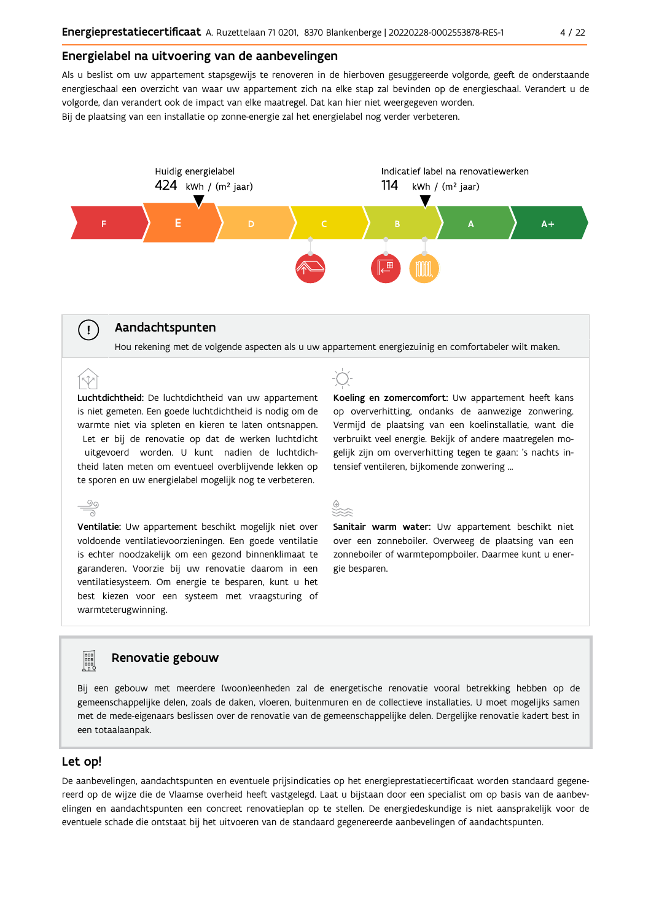## Energielabel na uitvoering van de aanbevelingen

Als u beslist om uw appartement stapsgewijs te renoveren in de hierboven gesuggereerde volgorde, geeft de onderstaande energieschaal een overzicht van waar uw appartement zich na elke stap zal bevinden op de energieschaal. Verandert u de volgorde, dan verandert ook de impact van elke maatregel. Dat kan hier niet weergegeven worden.
Bij de plaatsing van een installatie op zonne-energie zal het energielabel nog verder verbeteren.

Huidig energielabel
424 kWh / (m² jaar)

Indicatief label na renovatiewerken
114 kWh / (m² jaar)

F | E | D | C | B | A | A+

## Aandachtspunten

Hou rekening met de volgende aspecten als u uw appartement energiezuinig en comfortabeler wilt maken.

**Luchtdichtheid:** De luchtdichtheid van uw appartement is niet gemeten. Een goede luchtdichtheid is nodig om de warmte niet via spleten en kieren te laten ontsnappen. Let er bij de renovatie op dat de werken luchtdicht uitgevoerd worden. U kunt nadien de luchtdichtheid laten meten om eventueel overblijvende lekken op te sporen en uw energielabel mogelijk nog te verbeteren.

**Ventilatie:** Uw appartement beschikt mogelijk niet over voldoende ventilatievoorzieningen. Een goede ventilatie is echter noodzakelijk om een gezond binnenklimaat te garanderen. Voorzie bij uw renovatie daarom in een ventilatiesysteem. Om energie te besparen, kunt u het best kiezen voor een systeem met vraagsturing of warmteterugwinning.

**Koeling en zomercomfort:** Uw appartement heeft kans op oververhitting, ondanks de aanwezige zonwering. Vermijd de plaatsing van een koelinstallatie, want die verbruikt veel energie. Bekijk of andere maatregelen mogelijk zijn om oververhitting tegen te gaan: 's nachts intensief ventileren, bijkomende zonwering ...

**Sanitair warm water:** Uw appartement beschikt niet over een zonneboiler. Overweeg de plaatsing van een zonneboiler of warmtepompboiler. Daarmee kunt u energie besparen.

## Renovatie gebouw

Bij een gebouw met meerdere (woon)eenheden zal de energetische renovatie vooral betrekking hebben op de gemeenschappelijke delen, zoals de daken, vloeren, buitenmuren en de collectieve installaties. U moet mogelijks samen met de mede-eigenaars beslissen over de renovatie van de gemeenschappelijke delen. Dergelijke renovatie kadert best in een totaalaanpak.

## Let op!

De aanbevelingen, aandachtspunten en eventuele prijsindicaties op het energieprestatiecertificaat worden standaard gegenereerd op de wijze die de Vlaamse overheid heeft vastgelegd. Laat u bijstaan door een specialist om op basis van de aanbevelingen en aandachtspunten een concreet renovatieplan op te stellen. De energiedeskundige is niet aansprakelijk voor de eventuele schade die ontstaat bij het uitvoeren van de standaard gegenereerde aanbevelingen of aandachtspunten.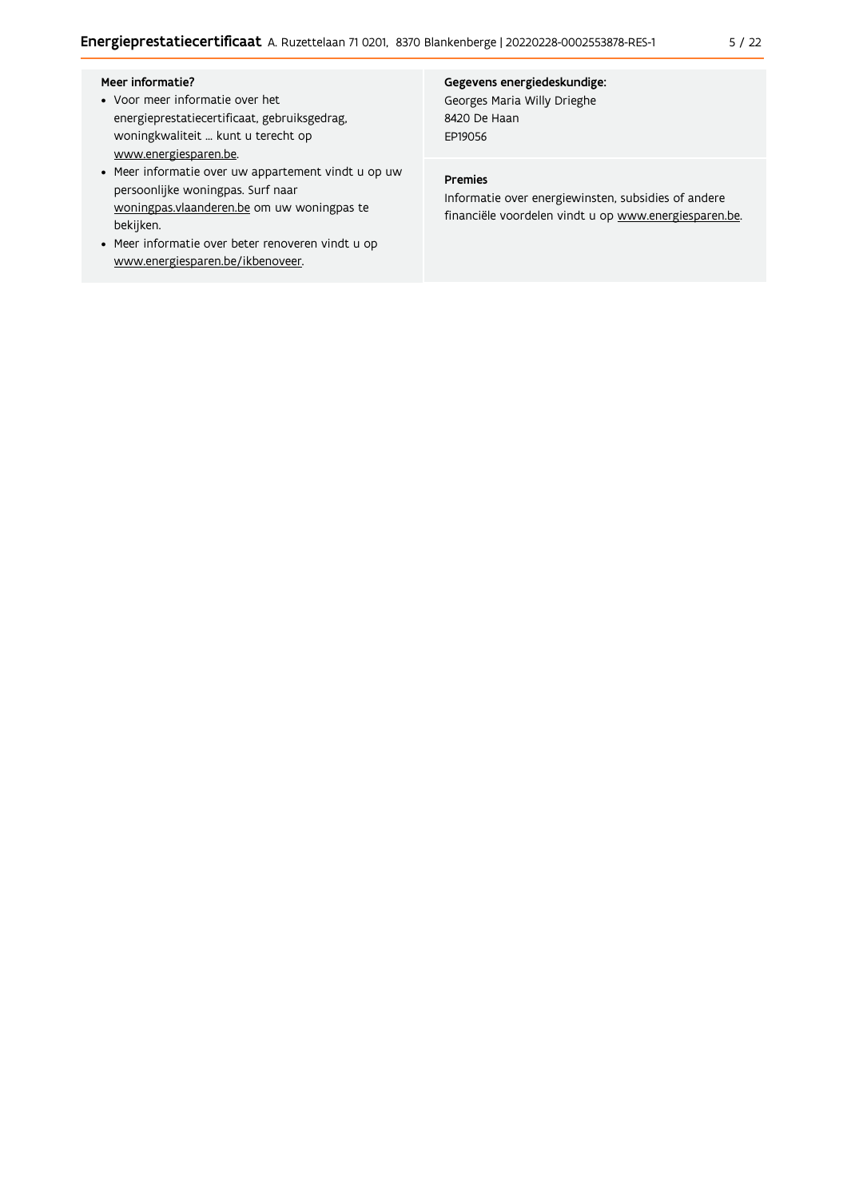**Meer informatie?**

- Voor meer informatie over het energieprestatiecertificaat, gebruiksgedrag, woningkwaliteit ... kunt u terecht op www.energiesparen.be.
- Meer informatie over uw appartement vindt u op uw persoonlijke woningpas. Surf naar woningpas.vlaanderen.be om uw woningpas te bekijken.
- Meer informatie over beter renoveren vindt u op www.energiesparen.be/ikbenoveer.

**Gegevens energiedeskundige:**

Georges Maria Willy Drieghe
8420 De Haan
EP19056

**Premies**

Informatie over energiewinsten, subsidies of andere financiële voordelen vindt u op www.energiesparen.be.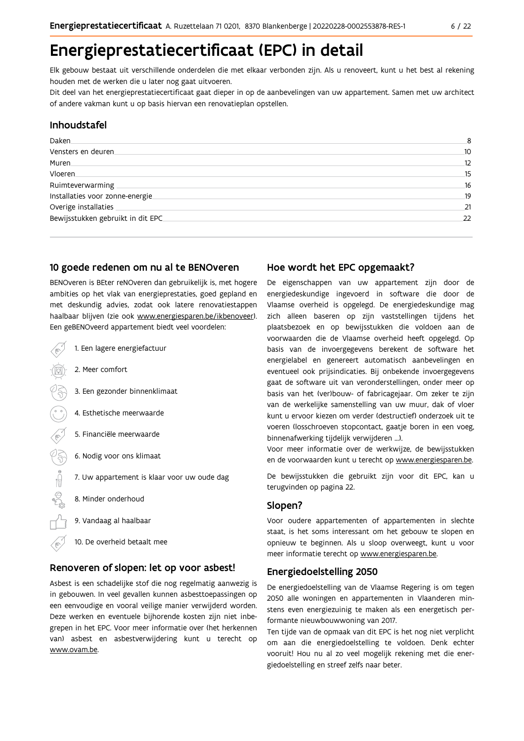# Energieprestatiecertificaat (EPC) in detail

Elk gebouw bestaat uit verschillende onderdelen die met elkaar verbonden zijn. Als u renoveert, kunt u het best al rekening houden met de werken die u later nog gaat uitvoeren.

Dit deel van het energieprestatiecertificaat gaat dieper in op de aanbevelingen van uw appartement. Samen met uw architect of andere vakman kunt u op basis hiervan een renovatieplan opstellen.

## Inhoudstafel

| | |
|---|---|
| Daken | 8 |
| Vensters en deuren | 10 |
| Muren | 12 |
| Vloeren | 15 |
| Ruimteverwarming | 16 |
| Installaties voor zonne-energie | 19 |
| Overige installaties | 21 |
| Bewijsstukken gebruikt in dit EPC | 22 |

## 10 goede redenen om nu al te BENOveren

BENOveren is BEter reNOveren dan gebruikelijk is, met hogere ambities op het vlak van energieprestaties, goed gepland en met deskundig advies, zodat ook latere renovatiestappen haalbaar blijven (zie ook www.energiesparen.be/ikbenoveer). Een geBENOveerd appartement biedt veel voordelen:

1. Een lagere energiefactuur
2. Meer comfort
3. Een gezonder binnenklimaat
4. Esthetische meerwaarde
5. Financiële meerwaarde
6. Nodig voor ons klimaat
7. Uw appartement is klaar voor uw oude dag
8. Minder onderhoud
9. Vandaag al haalbaar
10. De overheid betaalt mee

## Renoveren of slopen: let op voor asbest!

Asbest is een schadelijke stof die nog regelmatig aanwezig is in gebouwen. In veel gevallen kunnen asbesttoepassingen op een eenvoudige en vooral veilige manier verwijderd worden. Deze werken en eventuele bijhorende kosten zijn niet inbegrepen in het EPC. Voor meer informatie over (het herkennen van) asbest en asbestverwijdering kunt u terecht op www.ovam.be.

## Hoe wordt het EPC opgemaakt?

De eigenschappen van uw appartement zijn door de energiedeskundige ingevoerd in software die door de Vlaamse overheid is opgelegd. De energiedeskundige mag zich alleen baseren op zijn vaststellingen tijdens het plaatsbezoek en op bewijsstukken die voldoen aan de voorwaarden die de Vlaamse overheid heeft opgelegd. Op basis van de invoergegevens berekent de software het energielabel en genereert automatisch aanbevelingen en eventueel ook prijsindicaties. Bij onbekende invoergegevens gaat de software uit van veronderstellingen, onder meer op basis van het (ver)bouw- of fabricagejaar. Om zeker te zijn van de werkelijke samenstelling van uw muur, dak of vloer kunt u ervoor kiezen om verder (destructief) onderzoek uit te voeren (losschroeven stopcontact, gaatje boren in een voeg, binnenafwerking tijdelijk verwijderen ...).

Voor meer informatie over de werkwijze, de bewijsstukken en de voorwaarden kunt u terecht op www.energiesparen.be.

De bewijsstukken die gebruikt zijn voor dit EPC, kan u terugvinden op pagina 22.

## Slopen?

Voor oudere appartementen of appartementen in slechte staat, is het soms interessant om het gebouw te slopen en opnieuw te beginnen. Als u sloop overweegt, kunt u voor meer informatie terecht op www.energiesparen.be.

## Energiedoelstelling 2050

De energiedoelstelling van de Vlaamse Regering is om tegen 2050 alle woningen en appartementen in Vlaanderen minstens even energiezuinig te maken als een energetisch performante nieuwbouwwoning van 2017.

Ten tijde van de opmaak van dit EPC is het nog niet verplicht om aan die energiedoelstelling te voldoen. Denk echter vooruit! Hou nu al zo veel mogelijk rekening met die energiedoelstelling en streef zelfs naar beter.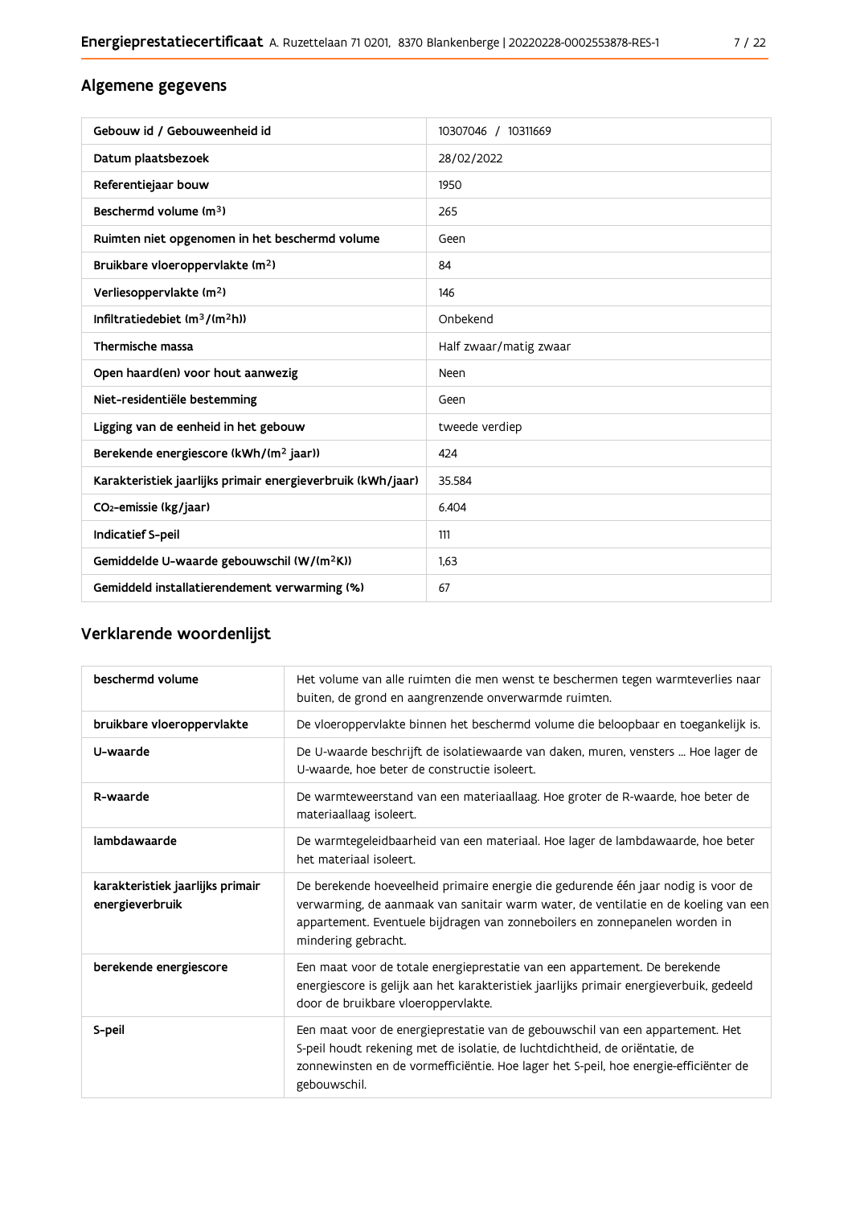## Algemene gegevens

| Gebouw id / Gebouweenheid id | 10307046 / 10311669 |
| --- | --- |
| Datum plaatsbezoek | 28/02/2022 |
| Referentiejaar bouw | 1950 |
| Beschermd volume ($m^3$) | 265 |
| Ruimten niet opgenomen in het beschermd volume | Geen |
| Bruikbare vloeroppervlakte ($m^2$) | 84 |
| Verliesoppervlakte ($m^2$) | 146 |
| Infiltratiedebiet ($m^3/(m^2h)$) | Onbekend |
| Thermische massa | Half zwaar/matig zwaar |
| Open haard(en) voor hout aanwezig | Neen |
| Niet-residentiële bestemming | Geen |
| Ligging van de eenheid in het gebouw | tweede verdiep |
| Berekende energiescore (kWh/($m^2$ jaar)) | 424 |
| Karakteristiek jaarlijks primair energieverbruik (kWh/jaar) | 35.584 |
| $CO_2$-emissie (kg/jaar) | 6.404 |
| Indicatief S-peil | 111 |
| Gemiddelde U-waarde gebouwschil (W/($m^2$K)) | 1,63 |
| Gemiddeld installatierendement verwarming (%) | 67 |

## Verklarende woordenlijst

| beschermd volume | Het volume van alle ruimten die men wenst te beschermen tegen warmteverlies naar buiten, de grond en aangrenzende onverwarmde ruimten. |
| --- | --- |
| bruikbare vloeroppervlakte | De vloeroppervlakte binnen het beschermd volume die beloopbaar en toegankelijk is. |
| U-waarde | De U-waarde beschrijft de isolatiewaarde van daken, muren, vensters ... Hoe lager de U-waarde, hoe beter de constructie isoleert. |
| R-waarde | De warmteweerstand van een materiaallaag. Hoe groter de R-waarde, hoe beter de materiaallaag isoleert. |
| lambdawaarde | De warmtegeleidbaarheid van een materiaal. Hoe lager de lambdawaarde, hoe beter het materiaal isoleert. |
| karakteristiek jaarlijks primair energieverbruik | De berekende hoeveelheid primaire energie die gedurende één jaar nodig is voor de verwarming, de aanmaak van sanitair warm water, de ventilatie en de koeling van een appartement. Eventuele bijdragen van zonneboilers en zonnepanelen worden in mindering gebracht. |
| berekende energiescore | Een maat voor de totale energieprestatie van een appartement. De berekende energiescore is gelijk aan het karakteristiek jaarlijks primair energieverbuik, gedeeld door de bruikbare vloeroppervlakte. |
| S-peil | Een maat voor de energieprestatie van de gebouwschil van een appartement. Het S-peil houdt rekening met de isolatie, de luchtdichtheid, de oriëntatie, de zonnewinsten en de vormefficiëntie. Hoe lager het S-peil, hoe energie-efficiënter de gebouwschil. |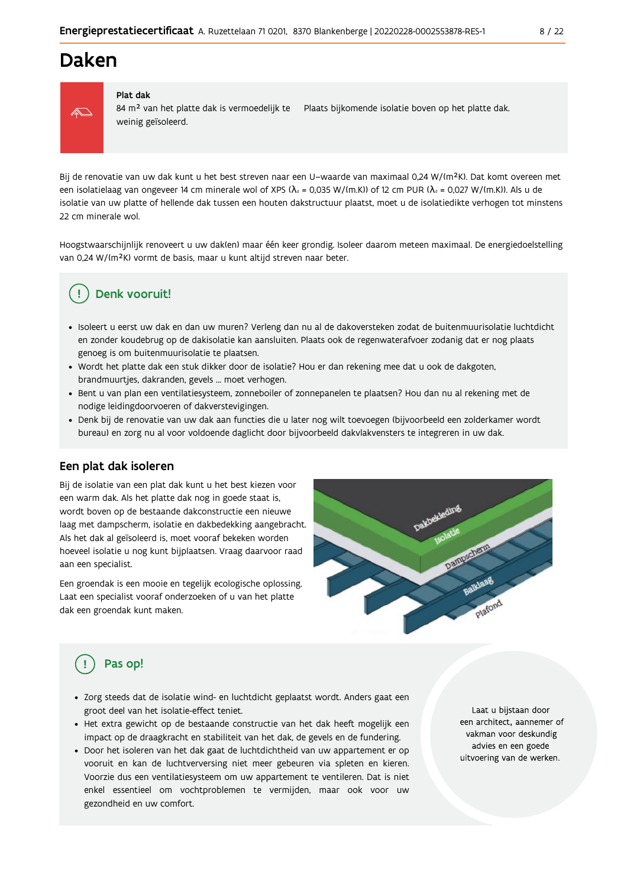# Daken

**Plat dak**

84 m² van het platte dak is vermoedelijk te weinig geïsoleerd.

Plaats bijkomende isolatie boven op het platte dak.

Bij de renovatie van uw dak kunt u het best streven naar een U–waarde van maximaal 0,24 W/(m²K). Dat komt overeen met een isolatielaag van ongeveer 14 cm minerale wol of XPS ($\lambda_d$ = 0,035 W/(m.K)) of 12 cm PUR ($\lambda_d$ = 0,027 W/(m.K)). Als u de isolatie van uw platte of hellende dak tussen een houten dakstructuur plaatst, moet u de isolatiedikte verhogen tot minstens 22 cm minerale wol.

Hoogstwaarschijnlijk renoveert u uw dak(en) maar één keer grondig. Isoleer daarom meteen maximaal. De energiedoelstelling van 0,24 W/(m²K) vormt de basis, maar u kunt altijd streven naar beter.

## Denk vooruit!

- Isoleert u eerst uw dak en dan uw muren? Verleng dan nu al de dakoversteken zodat de buitenmuurisolatie luchtdicht en zonder koudebrug op de dakisolatie kan aansluiten. Plaats ook de regenwaterafvoer zodanig dat er nog plaats genoeg is om buitenmuurisolatie te plaatsen.
- Wordt het platte dak een stuk dikker door de isolatie? Hou er dan rekening mee dat u ook de dakgoten, brandmuurtjes, dakranden, gevels ... moet verhogen.
- Bent u van plan een ventilatiesysteem, zonneboiler of zonnepanelen te plaatsen? Hou dan nu al rekening met de nodige leidingdoorvoeren of dakverstevigingen.
- Denk bij de renovatie van uw dak aan functies die u later nog wilt toevoegen (bijvoorbeeld een zolderkamer wordt bureau) en zorg nu al voor voldoende daglicht door bijvoorbeeld dakvlakvensters te integreren in uw dak.

## Een plat dak isoleren

Bij de isolatie van een plat dak kunt u het best kiezen voor een warm dak. Als het platte dak nog in goede staat is, wordt boven op de bestaande dakconstructie een nieuwe laag met dampscherm, isolatie en dakbedekking aangebracht. Als het dak al geïsoleerd is, moet vooraf bekeken worden hoeveel isolatie u nog kunt bijplaatsen. Vraag daarvoor raad aan een specialist.

Een groendak is een mooie en tegelijk ecologische oplossing. Laat een specialist vooraf onderzoeken of u van het platte dak een groendak kunt maken.

## Pas op!

- Zorg steeds dat de isolatie wind- en luchtdicht geplaatst wordt. Anders gaat een groot deel van het isolatie-effect teniet.
- Het extra gewicht op de bestaande constructie van het dak heeft mogelijk een impact op de draagkracht en stabiliteit van het dak, de gevels en de fundering.
- Door het isoleren van het dak gaat de luchtdichtheid van uw appartement er op vooruit en kan de luchtverversing niet meer gebeuren via spleten en kieren. Voorzie dus een ventilatiesysteem om uw appartement te ventileren. Dat is niet enkel essentieel om vochtproblemen te vermijden, maar ook voor uw gezondheid en uw comfort.

Laat u bijstaan door een architect, aannemer of vakman voor deskundig advies en een goede uitvoering van de werken.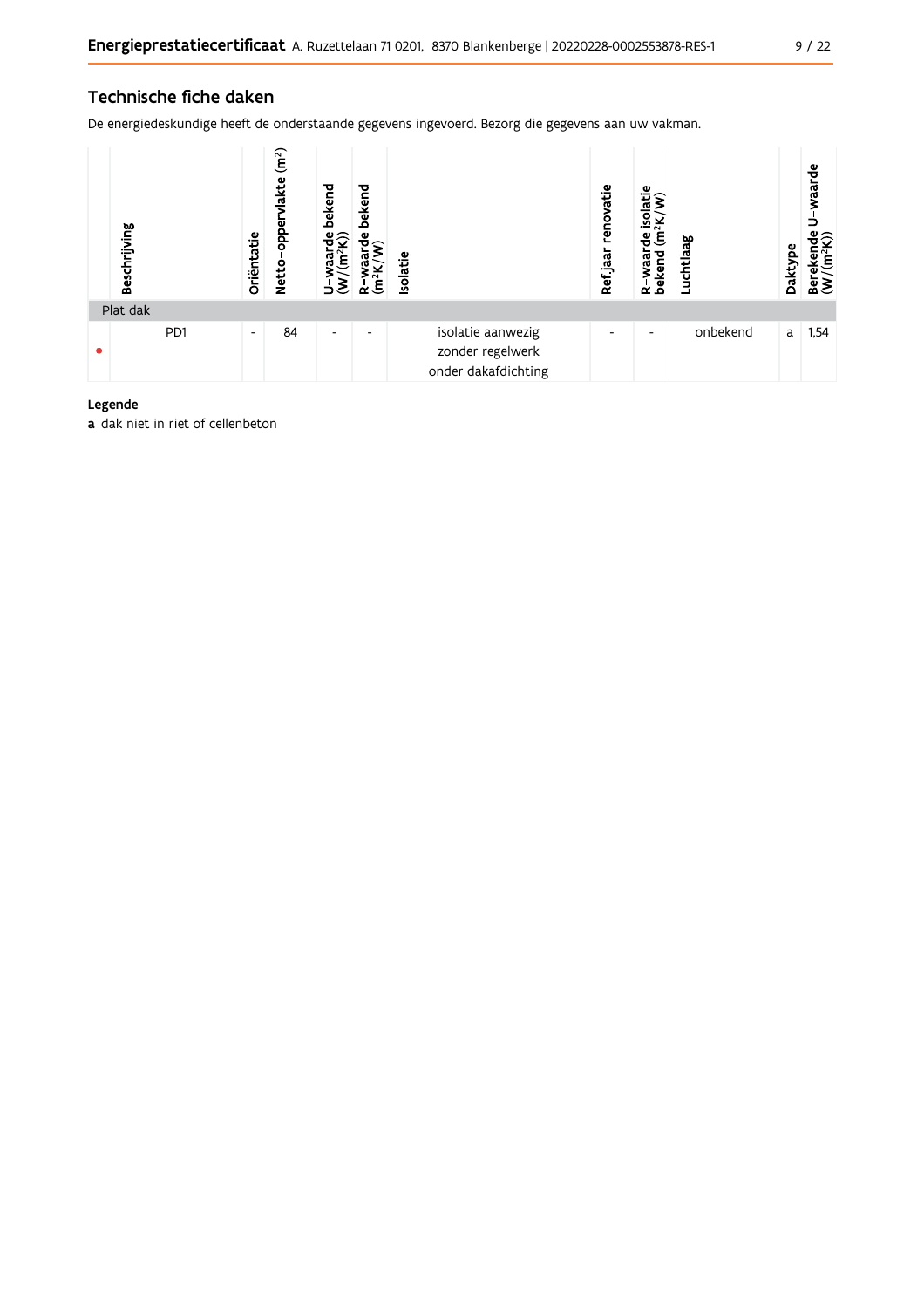## Technische fiche daken

De energiedeskundige heeft de onderstaande gegevens ingevoerd. Bezorg die gegevens aan uw vakman.

| | Beschrijving | Oriëntatie | Netto-oppervlakte (m²) | U-waarde bekend (W/(m²K)) | R-waarde bekend (m²K/W) | Isolatie | Ref.jaar renovatie | R-waarde isolatie bekend (m²K/W) | Luchtlaag | Daktype | Berekende U-waarde (W/(m²K)) |
|---|---|---|---|---|---|---|---|---|---|---|---|
| Plat dak | | | | | | | | | | | |
| • | PD1 | - | 84 | - | - | isolatie aanwezig zonder regelwerk onder dakafdichting | - | - | onbekend | a | 1,54 |

**Legende**

**a** dak niet in riet of cellenbeton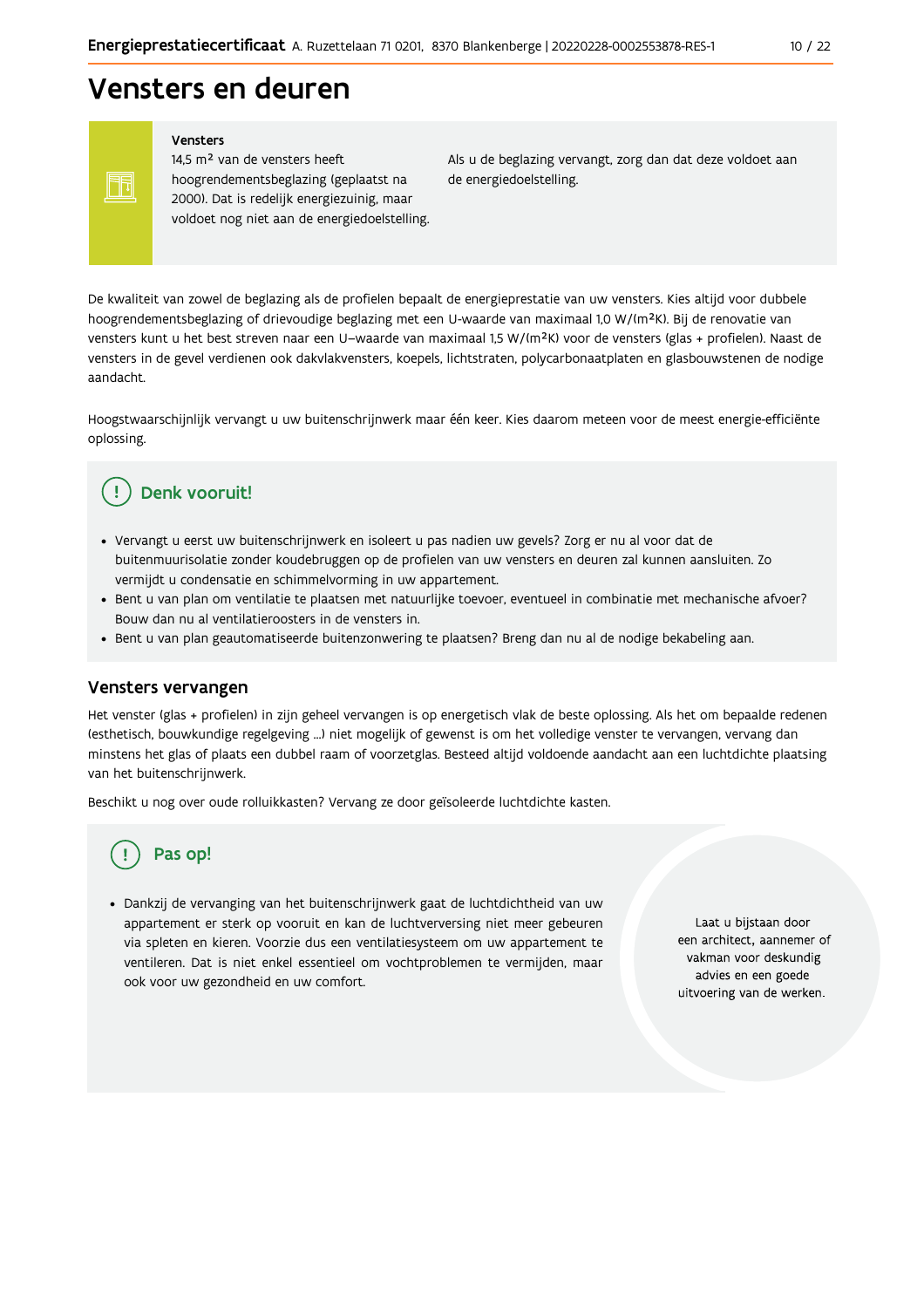# Vensters en deuren

**Vensters**

14,5 m² van de vensters heeft hoogrendementsbeglazing (geplaatst na 2000). Dat is redelijk energiezuinig, maar voldoet nog niet aan de energiedoelstelling.

Als u de beglazing vervangt, zorg dan dat deze voldoet aan de energiedoelstelling.

De kwaliteit van zowel de beglazing als de profielen bepaalt de energieprestatie van uw vensters. Kies altijd voor dubbele hoogrendementsbeglazing of drievoudige beglazing met een U-waarde van maximaal 1,0 W/(m²K). Bij de renovatie van vensters kunt u het best streven naar een U–waarde van maximaal 1,5 W/(m²K) voor de vensters (glas + profielen). Naast de vensters in de gevel verdienen ook dakvlakvensters, koepels, lichtstraten, polycarbonaatplaten en glasbouwstenen de nodige aandacht.

Hoogstwaarschijnlijk vervangt u uw buitenschrijnwerk maar één keer. Kies daarom meteen voor de meest energie-efficiënte oplossing.

## Denk vooruit!

- Vervangt u eerst uw buitenschrijnwerk en isoleert u pas nadien uw gevels? Zorg er nu al voor dat de buitenmuurisolatie zonder koudebruggen op de profielen van uw vensters en deuren zal kunnen aansluiten. Zo vermijdt u condensatie en schimmelvorming in uw appartement.
- Bent u van plan om ventilatie te plaatsen met natuurlijke toevoer, eventueel in combinatie met mechanische afvoer? Bouw dan nu al ventilatieroosters in de vensters in.
- Bent u van plan geautomatiseerde buitenzonwering te plaatsen? Breng dan nu al de nodige bekabeling aan.

## Vensters vervangen

Het venster (glas + profielen) in zijn geheel vervangen is op energetisch vlak de beste oplossing. Als het om bepaalde redenen (esthetisch, bouwkundige regelgeving ...) niet mogelijk of gewenst is om het volledige venster te vervangen, vervang dan minstens het glas of plaats een dubbel raam of voorzetglas. Besteed altijd voldoende aandacht aan een luchtdichte plaatsing van het buitenschrijnwerk.

Beschikt u nog over oude rolluikkasten? Vervang ze door geïsoleerde luchtdichte kasten.

## Pas op!

- Dankzij de vervanging van het buitenschrijnwerk gaat de luchtdichtheid van uw appartement er sterk op vooruit en kan de luchtverversing niet meer gebeuren via spleten en kieren. Voorzie dus een ventilatiesysteem om uw appartement te ventileren. Dat is niet enkel essentieel om vochtproblemen te vermijden, maar ook voor uw gezondheid en uw comfort.

Laat u bijstaan door een architect, aannemer of vakman voor deskundig advies en een goede uitvoering van de werken.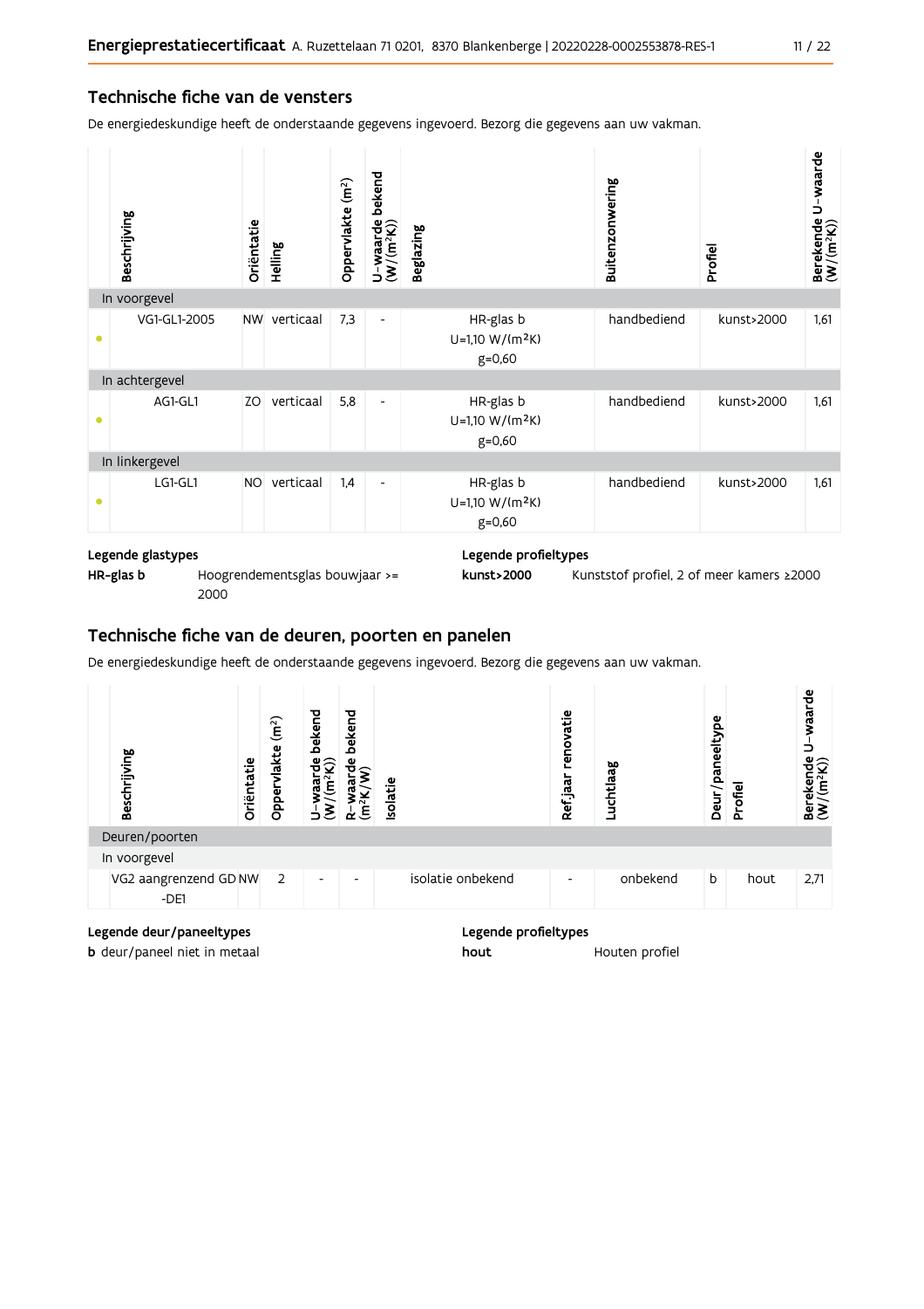## Technische fiche van de vensters

De energiedeskundige heeft de onderstaande gegevens ingevoerd. Bezorg die gegevens aan uw vakman.

| | Beschrijving | Oriëntatie | Helling | Oppervlakte (m²) | U-waarde bekend (W/(m²K)) | Beglazing | Buitenzonwering | Profiel | Berekende U-waarde (W/(m²K)) |
|---|---|---|---|---|---|---|---|---|---|
| **In voorgevel** | | | | | | | | | |
| • | VG1-GL1-2005 | NW | verticaal | 7,3 | - | HR-glas b U=1,10 W/(m²K) g=0,60 | handbediend | kunst>2000 | 1,61 |
| **In achtergevel** | | | | | | | | | |
| • | AG1-GL1 | ZO | verticaal | 5,8 | - | HR-glas b U=1,10 W/(m²K) g=0,60 | handbediend | kunst>2000 | 1,61 |
| **In linkergevel** | | | | | | | | | |
| • | LG1-GL1 | NO | verticaal | 1,4 | - | HR-glas b U=1,10 W/(m²K) g=0,60 | handbediend | kunst>2000 | 1,61 |

**Legende glastypes**

**HR-glas b** Hoogrendementsglas bouwjaar >= 2000

**Legende profieltypes**

**kunst>2000** Kunststof profiel, 2 of meer kamers ≥2000

## Technische fiche van de deuren, poorten en panelen

De energiedeskundige heeft de onderstaande gegevens ingevoerd. Bezorg die gegevens aan uw vakman.

| | Beschrijving | Oriëntatie | Oppervlakte (m²) | U-waarde bekend (W/(m²K)) | R-waarde bekend (m²K/W) | Isolatie | Ref.jaar renovatie | Luchtlaag | Deur/paneeltype | Profiel | Berekende U-waarde (W/(m²K)) |
|---|---|---|---|---|---|---|---|---|---|---|---|
| **Deuren/poorten** | | | | | | | | | | | |
| **In voorgevel** | | | | | | | | | | | |
| | VG2 aangrenzend GD-DE1 | NW | 2 | - | - | isolatie onbekend | - | onbekend | b | hout | 2,71 |

**Legende deur/paneeltypes**

**b** deur/paneel niet in metaal

**Legende profieltypes**

**hout** Houten profiel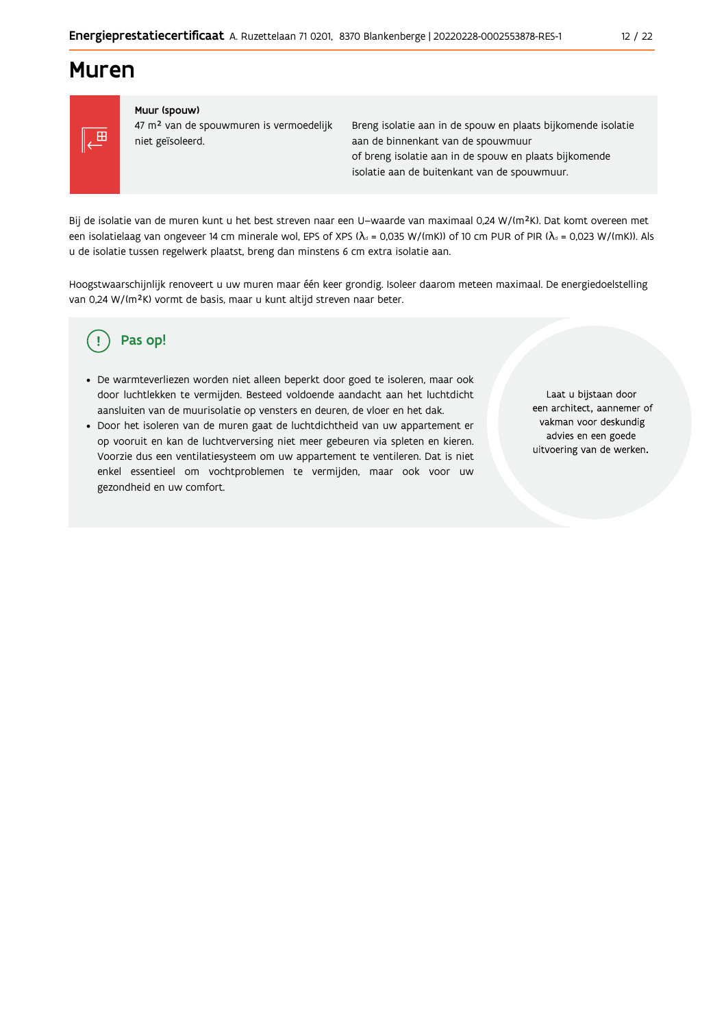# Muren

**Muur (spouw)**

47 m² van de spouwmuren is vermoedelijk niet geïsoleerd.

Breng isolatie aan in de spouw en plaats bijkomende isolatie aan de binnenkant van de spouwmuur
of breng isolatie aan in de spouw en plaats bijkomende isolatie aan de buitenkant van de spouwmuur.

Bij de isolatie van de muren kunt u het best streven naar een U-waarde van maximaal 0,24 W/(m²K). Dat komt overeen met een isolatielaag van ongeveer 14 cm minerale wol, EPS of XPS ($\lambda_d$ = 0,035 W/(mK)) of 10 cm PUR of PIR ($\lambda_d$ = 0,023 W/(mK)). Als u de isolatie tussen regelwerk plaatst, breng dan minstens 6 cm extra isolatie aan.

Hoogstwaarschijnlijk renoveert u uw muren maar één keer grondig. Isoleer daarom meteen maximaal. De energiedoelstelling van 0,24 W/(m²K) vormt de basis, maar u kunt altijd streven naar beter.

## Pas op!

- De warmteverliezen worden niet alleen beperkt door goed te isoleren, maar ook door luchtlekken te vermijden. Besteed voldoende aandacht aan het luchtdicht aansluiten van de muurisolatie op vensters en deuren, de vloer en het dak.
- Door het isoleren van de muren gaat de luchtdichtheid van uw appartement er op vooruit en kan de luchtverversing niet meer gebeuren via spleten en kieren. Voorzie dus een ventilatiesysteem om uw appartement te ventileren. Dat is niet enkel essentieel om vochtproblemen te vermijden, maar ook voor uw gezondheid en uw comfort.

Laat u bijstaan door een architect, aannemer of vakman voor deskundig advies en een goede uitvoering van de werken.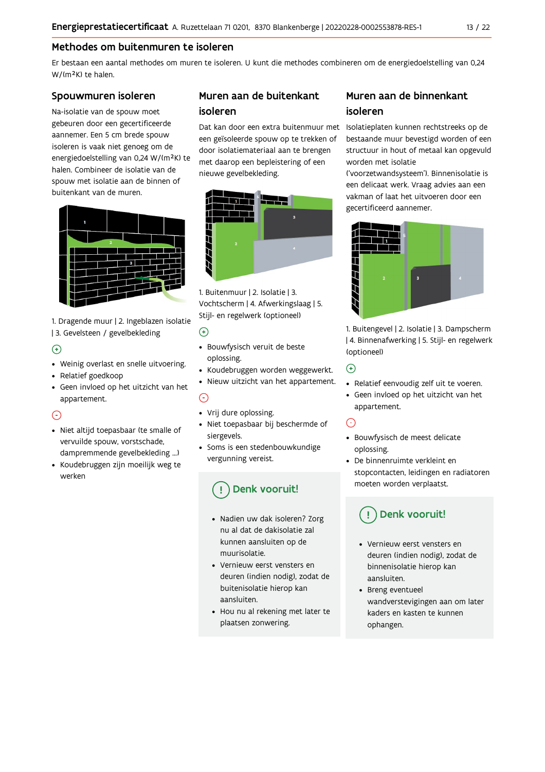# Methodes om buitenmuren te isoleren

Er bestaan een aantal methodes om muren te isoleren. U kunt die methodes combineren om de energiedoelstelling van 0,24 W/(m²K) te halen.

## Spouwmuren isoleren

Na-isolatie van de spouw moet gebeuren door een gecertificeerde aannemer. Een 5 cm brede spouw isoleren is vaak niet genoeg om de energiedoelstelling van 0,24 W/(m²K) te halen. Combineer de isolatie van de spouw met isolatie aan de binnen of buitenkant van de muren.

1. Dragende muur | 2. Ingeblazen isolatie | 3. Gevelsteen / gevelbekleding

(+)

- Weinig overlast en snelle uitvoering.
- Relatief goedkoop
- Geen invloed op het uitzicht van het appartement.

(-)

- Niet altijd toepasbaar (te smalle of vervuilde spouw, vorstschade, dampremmende gevelbekleding ...)
- Koudebruggen zijn moeilijk weg te werken

## Muren aan de buitenkant isoleren

Dat kan door een extra buitenmuur met een geïsoleerde spouw op te trekken of door isolatiemateriaal aan te brengen met daarop een bepleistering of een nieuwe gevelbekleding.

1. Buitenmuur | 2. Isolatie | 3. Vochtscherm | 4. Afwerkingslaag | 5. Stijl- en regelwerk (optioneel)

(+)

- Bouwfysisch veruit de beste oplossing.
- Koudebruggen worden weggewerkt.
- Nieuw uitzicht van het appartement.

(-)

- Vrij dure oplossing.
- Niet toepasbaar bij beschermde of siergevels.
- Soms is een stedenbouwkundige vergunning vereist.

### Denk vooruit!

- Nadien uw dak isoleren? Zorg nu al dat de dakisolatie zal kunnen aansluiten op de muurisolatie.
- Vernieuw eerst vensters en deuren (indien nodig), zodat de buitenisolatie hierop kan aansluiten.
- Hou nu al rekening met later te plaatsen zonwering.

## Muren aan de binnenkant isoleren

Isolatieplaten kunnen rechtstreeks op de bestaande muur bevestigd worden of een structuur in hout of metaal kan opgevuld worden met isolatie ('voorzetwandsysteem'). Binnenisolatie is een delicaat werk. Vraag advies aan een vakman of laat het uitvoeren door een gecertificeerd aannemer.

1. Buitengevel | 2. Isolatie | 3. Dampscherm | 4. Binnenafwerking | 5. Stijl- en regelwerk (optioneel)

(+)

- Relatief eenvoudig zelf uit te voeren.
- Geen invloed op het uitzicht van het appartement.

(-)

- Bouwfysisch de meest delicate oplossing.
- De binnenruimte verkleint en stopcontacten, leidingen en radiatoren moeten worden verplaatst.

### Denk vooruit!

- Vernieuw eerst vensters en deuren (indien nodig), zodat de binnenisolatie hierop kan aansluiten.
- Breng eventueel wandverstevigingen aan om later kaders en kasten te kunnen ophangen.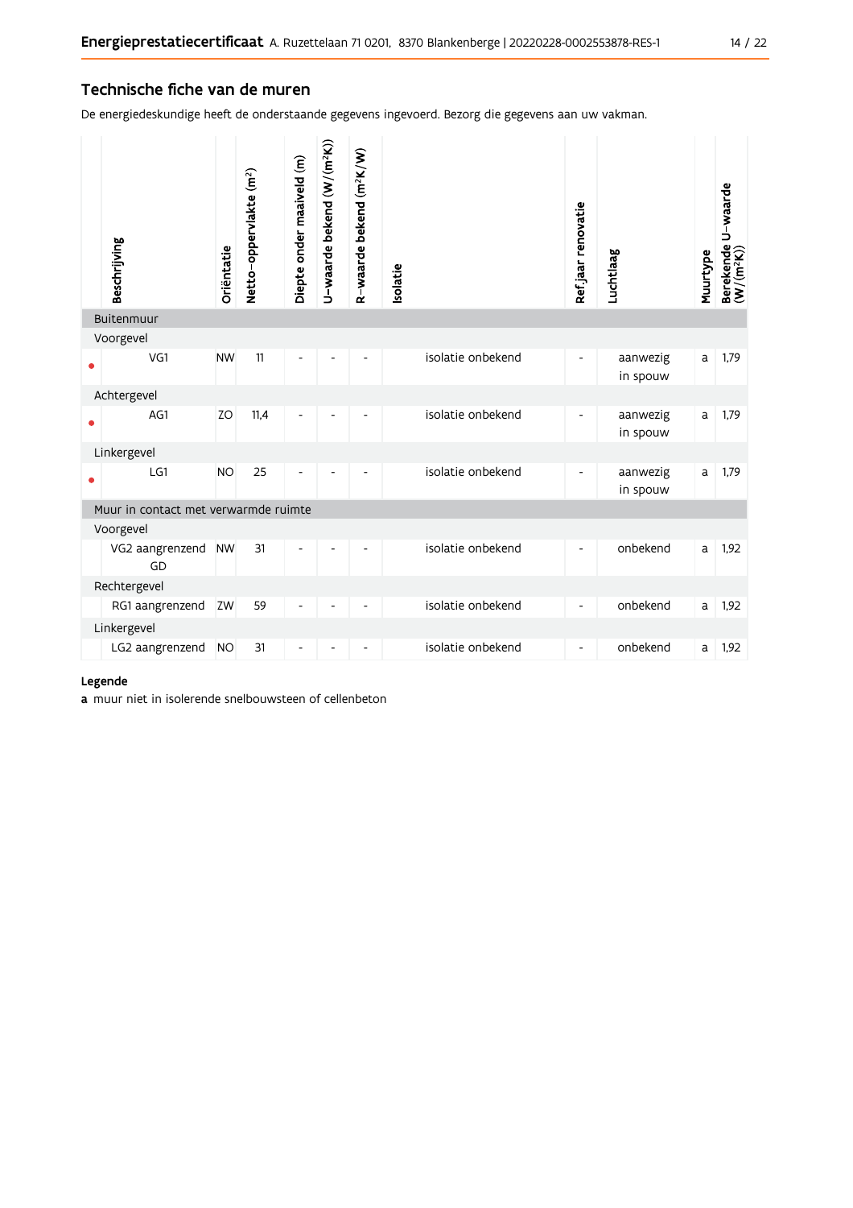## Technische fiche van de muren

De energiedeskundige heeft de onderstaande gegevens ingevoerd. Bezorg die gegevens aan uw vakman.

| | Beschrijving | Oriëntatie | Netto-oppervlakte (m²) | Diepte onder maaiveld (m) | U-waarde bekend (W/(m²K)) | R-waarde bekend (m²K/W) | Isolatie | Ref.jaar renovatie | Luchtlaag | Muurtype | Berekende U-waarde (W/(m²K)) |
|---|---|---|---|---|---|---|---|---|---|---|---|
| **Buitenmuur** | | | | | | | | | | | |
| Voorgevel | | | | | | | | | | | |
| • | VG1 | NW | 11 | - | - | - | isolatie onbekend | - | aanwezig in spouw | a | 1,79 |
| Achtergevel | | | | | | | | | | | |
| • | AG1 | ZO | 11,4 | - | - | - | isolatie onbekend | - | aanwezig in spouw | a | 1,79 |
| Linkergevel | | | | | | | | | | | |
| • | LG1 | NO | 25 | - | - | - | isolatie onbekend | - | aanwezig in spouw | a | 1,79 |
| **Muur in contact met verwarmde ruimte** | | | | | | | | | | | |
| Voorgevel | | | | | | | | | | | |
| | VG2 aangrenzend GD | NW | 31 | - | - | - | isolatie onbekend | - | onbekend | a | 1,92 |
| Rechtergevel | | | | | | | | | | | |
| | RG1 aangrenzend | ZW | 59 | - | - | - | isolatie onbekend | - | onbekend | a | 1,92 |
| Linkergevel | | | | | | | | | | | |
| | LG2 aangrenzend | NO | 31 | - | - | - | isolatie onbekend | - | onbekend | a | 1,92 |

**Legende**

**a** muur niet in isolerende snelbouwsteen of cellenbeton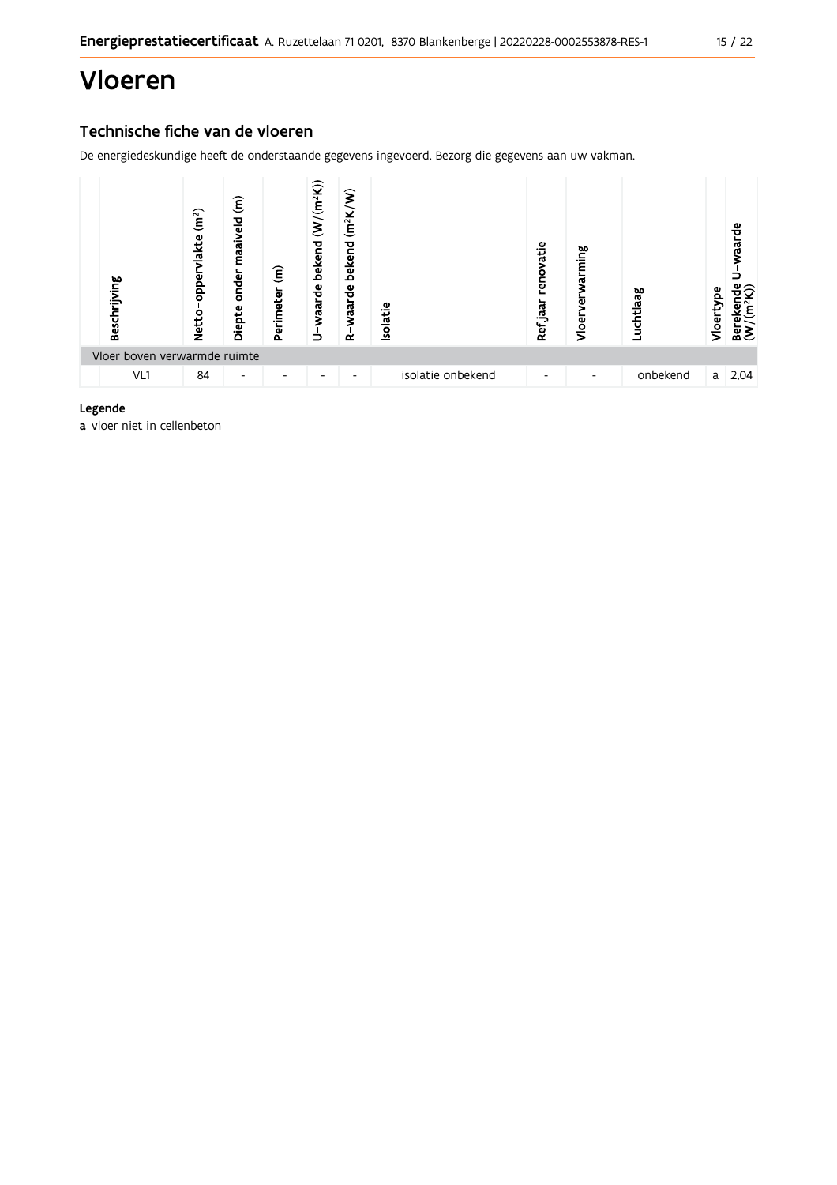# Vloeren

## Technische fiche van de vloeren

De energiedeskundige heeft de onderstaande gegevens ingevoerd. Bezorg die gegevens aan uw vakman.

| Beschrijving | Netto-oppervlakte ($m^2$) | Diepte onder maaiveld (m) | Perimeter (m) | U-waarde bekend ($W/(m^2K)$) | R-waarde bekend ($m^2K/W$) | Isolatie | Ref.jaar renovatie | Vloerverwarming | Luchtlaag | Vloertype | Berekende U-waarde ($W/(m^2K)$) |
|---|---|---|---|---|---|---|---|---|---|---|---|
| Vloer boven verwarmde ruimte | | | | | | | | | | | |
| VL1 | 84 | - | - | - | - | isolatie onbekend | - | - | onbekend | a | 2,04 |

**Legende**

**a** vloer niet in cellenbeton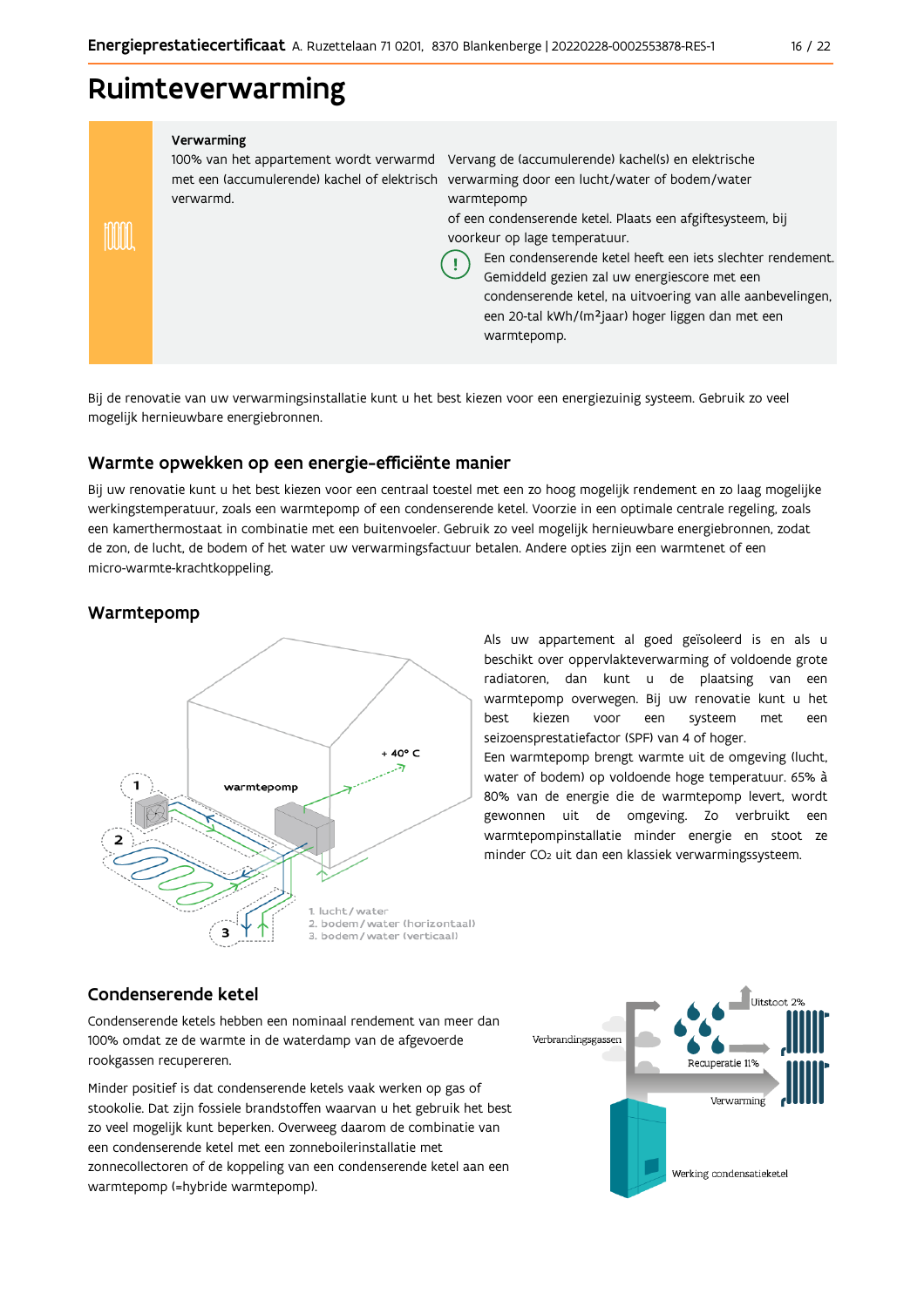# Ruimteverwarming

**Verwarming**

100% van het appartement wordt verwarmd met een (accumulerende) kachel of elektrisch verwarmd.

Vervang de (accumulerende) kachel(s) en elektrische verwarming door een lucht/water of bodem/water warmtepomp
of een condenserende ketel. Plaats een afgiftesysteem, bij voorkeur op lage temperatuur.

Een condenserende ketel heeft een iets slechter rendement. Gemiddeld gezien zal uw energiescore met een condenserende ketel, na uitvoering van alle aanbevelingen, een 20-tal kWh/(m²jaar) hoger liggen dan met een warmtepomp.

Bij de renovatie van uw verwarmingsinstallatie kunt u het best kiezen voor een energiezuinig systeem. Gebruik zo veel mogelijk hernieuwbare energiebronnen.

## Warmte opwekken op een energie-efficiënte manier

Bij uw renovatie kunt u het best kiezen voor een centraal toestel met een zo hoog mogelijk rendement en zo laag mogelijke werkingstemperatuur, zoals een warmtepomp of een condenserende ketel. Voorzie in een optimale centrale regeling, zoals een kamerthermostaat in combinatie met een buitenvoeler. Gebruik zo veel mogelijk hernieuwbare energiebronnen, zodat de zon, de lucht, de bodem of het water uw verwarmingsfactuur betalen. Andere opties zijn een warmtenet of een micro-warmte-krachtkoppeling.

## Warmtepomp

1. lucht / water
2. bodem / water (horizontaal)
3. bodem / water (verticaal)

Als uw appartement al goed geïsoleerd is en als u beschikt over oppervlakteverwarming of voldoende grote radiatoren, dan kunt u de plaatsing van een warmtepomp overwegen. Bij uw renovatie kunt u het best kiezen voor een systeem met een seizoensprestatiefactor (SPF) van 4 of hoger.
Een warmtepomp brengt warmte uit de omgeving (lucht, water of bodem) op voldoende hoge temperatuur. 65% à 80% van de energie die de warmtepomp levert, wordt gewonnen uit de omgeving. Zo verbruikt een warmtepompinstallatie minder energie en stoot ze minder $CO_2$ uit dan een klassiek verwarmingssysteem.

## Condenserende ketel

Condenserende ketels hebben een nominaal rendement van meer dan 100% omdat ze de warmte in de waterdamp van de afgevoerde rookgassen recupereren.

Minder positief is dat condenserende ketels vaak werken op gas of stookolie. Dat zijn fossiele brandstoffen waarvan u het gebruik het best zo veel mogelijk kunt beperken. Overweeg daarom de combinatie van een condenserende ketel met een zonneboilerinstallatie met zonnecollectoren of de koppeling van een condenserende ketel aan een warmtepomp (=hybride warmtepomp).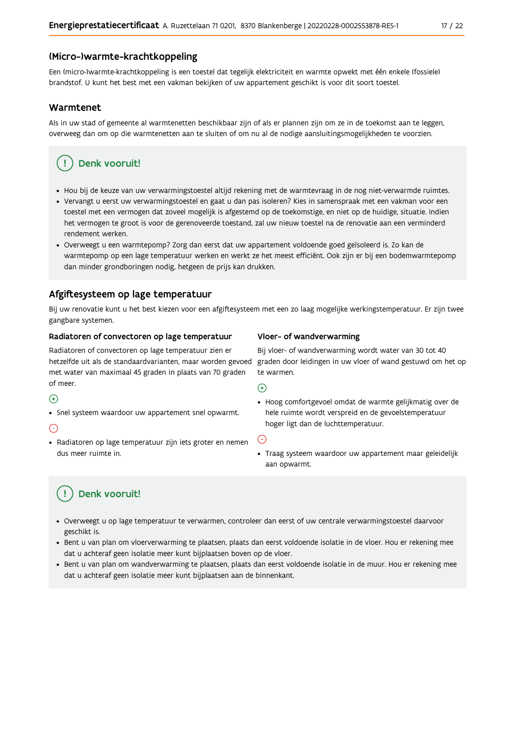## (Micro-)warmte-krachtkoppeling

Een (micro-)warmte-krachtkoppeling is een toestel dat tegelijk elektriciteit en warmte opwekt met één enkele (fossiele) brandstof. U kunt het best met een vakman bekijken of uw appartement geschikt is voor dit soort toestel.

## Warmtenet

Als in uw stad of gemeente al warmtenetten beschikbaar zijn of als er plannen zijn om ze in de toekomst aan te leggen, overweeg dan om op die warmtenetten aan te sluiten of om nu al de nodige aansluitingsmogelijkheden te voorzien.

### Denk vooruit!

- Hou bij de keuze van uw verwarmingstoestel altijd rekening met de warmtevraag in de nog niet-verwarmde ruimtes.
- Vervangt u eerst uw verwarmingstoestel en gaat u dan pas isoleren? Kies in samenspraak met een vakman voor een toestel met een vermogen dat zoveel mogelijk is afgestemd op de toekomstige, en niet op de huidige, situatie. Indien het vermogen te groot is voor de gerenoveerde toestand, zal uw nieuw toestel na de renovatie aan een verminderd rendement werken.
- Overweegt u een warmtepomp? Zorg dan eerst dat uw appartement voldoende goed geïsoleerd is. Zo kan de warmtepomp op een lage temperatuur werken en werkt ze het meest efficiënt. Ook zijn er bij een bodemwarmtepomp dan minder grondboringen nodig, hetgeen de prijs kan drukken.

## Afgiftesysteem op lage temperatuur

Bij uw renovatie kunt u het best kiezen voor een afgiftesysteem met een zo laag mogelijke werkingstemperatuur. Er zijn twee gangbare systemen.

### Radiatoren of convectoren op lage temperatuur

Radiatoren of convectoren op lage temperatuur zien er hetzelfde uit als de standaardvarianten, maar worden gevoed met water van maximaal 45 graden in plaats van 70 graden of meer.

(+)

- Snel systeem waardoor uw appartement snel opwarmt.

(-)

- Radiatoren op lage temperatuur zijn iets groter en nemen dus meer ruimte in.

### Vloer- of wandverwarming

Bij vloer- of wandverwarming wordt water van 30 tot 40 graden door leidingen in uw vloer of wand gestuwd om het op te warmen.

(+)

- Hoog comfortgevoel omdat de warmte gelijkmatig over de hele ruimte wordt verspreid en de gevoelstemperatuur hoger ligt dan de luchttemperatuur.

(-)

- Traag systeem waardoor uw appartement maar geleidelijk aan opwarmt.

### Denk vooruit!

- Overweegt u op lage temperatuur te verwarmen, controleer dan eerst of uw centrale verwarmingstoestel daarvoor geschikt is.
- Bent u van plan om vloerverwarming te plaatsen, plaats dan eerst voldoende isolatie in de vloer. Hou er rekening mee dat u achteraf geen isolatie meer kunt bijplaatsen boven op de vloer.
- Bent u van plan om wandverwarming te plaatsen, plaats dan eerst voldoende isolatie in de muur. Hou er rekening mee dat u achteraf geen isolatie meer kunt bijplaatsen aan de binnenkant.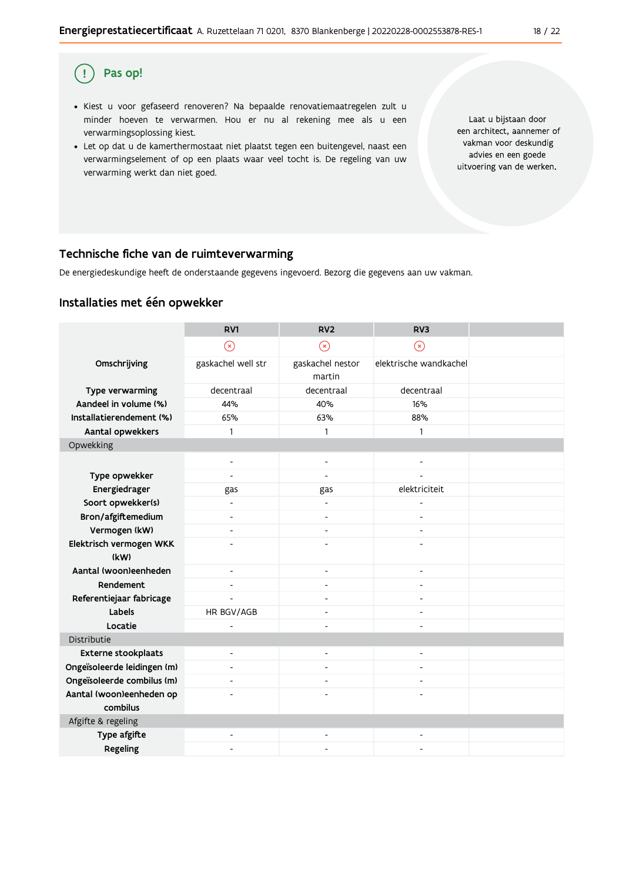## Pas op!

- Kiest u voor gefaseerd renoveren? Na bepaalde renovatiemaatregelen zult u minder hoeven te verwarmen. Hou er nu al rekening mee als u een verwarmingsoplossing kiest.
- Let op dat u de kamerthermostaat niet plaatst tegen een buitengevel, naast een verwarmingselement of op een plaats waar veel tocht is. De regeling van uw verwarming werkt dan niet goed.

Laat u bijstaan door een architect, aannemer of vakman voor deskundig advies en een goede uitvoering van de werken.

## Technische fiche van de ruimteverwarming

De energiedeskundige heeft de onderstaande gegevens ingevoerd. Bezorg die gegevens aan uw vakman.

### Installaties met één opwekker

| | RV1 | RV2 | RV3 | |
|---|---|---|---|---|
| | ⊗ | ⊗ | ⊗ | |
| **Omschrijving** | gaskachel well str | gaskachel nestor martin | elektrische wandkachel | |
| **Type verwarming** | decentraal | decentraal | decentraal | |
| **Aandeel in volume (%)** | 44% | 40% | 16% | |
| **Installatierendement (%)** | 65% | 63% | 88% | |
| **Aantal opwekkers** | 1 | 1 | 1 | |
| Opwekking | | | | |
| | - | - | - | |
| **Type opwekker** | - | - | - | |
| **Energiedrager** | gas | gas | elektriciteit | |
| **Soort opwekker(s)** | - | - | - | |
| **Bron/afgiftemedium** | - | - | - | |
| **Vermogen (kW)** | - | - | - | |
| **Elektrisch vermogen WKK (kW)** | - | - | - | |
| **Aantal (woon)eenheden** | - | - | - | |
| **Rendement** | - | - | - | |
| **Referentiejaar fabricage** | - | - | - | |
| **Labels** | HR BGV/AGB | - | - | |
| **Locatie** | - | - | - | |
| Distributie | | | | |
| **Externe stookplaats** | - | - | - | |
| **Ongeïsoleerde leidingen (m)** | - | - | - | |
| **Ongeïsoleerde combilus (m)** | - | - | - | |
| **Aantal (woon)eenheden op combilus** | - | - | - | |
| Afgifte & regeling | | | | |
| **Type afgifte** | - | - | - | |
| **Regeling** | - | - | - | |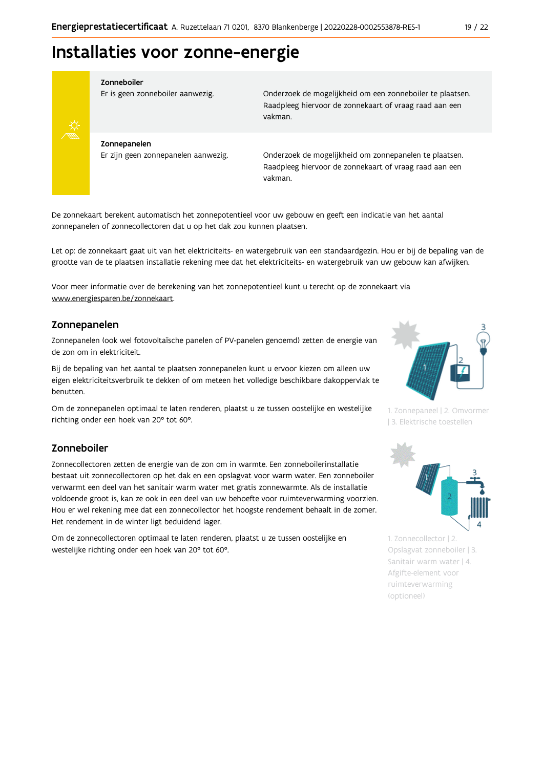# Installaties voor zonne-energie

| | | |
|---|---|---|
| **Zonneboiler** | Er is geen zonneboiler aanwezig. | Onderzoek de mogelijkheid om een zonneboiler te plaatsen. Raadpleeg hiervoor de zonnekaart of vraag raad aan een vakman. |
| **Zonnepanelen** | Er zijn geen zonnepanelen aanwezig. | Onderzoek de mogelijkheid om zonnepanelen te plaatsen. Raadpleeg hiervoor de zonnekaart of vraag raad aan een vakman. |

De zonnekaart berekent automatisch het zonnepotentieel voor uw gebouw en geeft een indicatie van het aantal zonnepanelen of zonnecollectoren dat u op het dak zou kunnen plaatsen.

Let op: de zonnekaart gaat uit van het elektriciteits- en watergebruik van een standaardgezin. Hou er bij de bepaling van de grootte van de te plaatsen installatie rekening mee dat het elektriciteits- en watergebruik van uw gebouw kan afwijken.

Voor meer informatie over de berekening van het zonnepotentieel kunt u terecht op de zonnekaart via www.energiesparen.be/zonnekaart.

## Zonnepanelen

Zonnepanelen (ook wel fotovoltaïsche panelen of PV-panelen genoemd) zetten de energie van de zon om in elektriciteit.

Bij de bepaling van het aantal te plaatsen zonnepanelen kunt u ervoor kiezen om alleen uw eigen elektriciteitsverbruik te dekken of om meteen het volledige beschikbare dakoppervlak te benutten.

Om de zonnepanelen optimaal te laten renderen, plaatst u ze tussen oostelijke en westelijke richting onder een hoek van 20° tot 60°.

1. Zonnepaneel | 2. Omvormer | 3. Elektrische toestellen

## Zonneboiler

Zonnecollectoren zetten de energie van de zon om in warmte. Een zonneboilerinstallatie bestaat uit zonnecollectoren op het dak en een opslagvat voor warm water. Een zonneboiler verwarmt een deel van het sanitair warm water met gratis zonnewarmte. Als de installatie voldoende groot is, kan ze ook in een deel van uw behoefte voor ruimteverwarming voorzien. Hou er wel rekening mee dat een zonnecollector het hoogste rendement behaalt in de zomer. Het rendement in de winter ligt beduidend lager.

Om de zonnecollectoren optimaal te laten renderen, plaatst u ze tussen oostelijke en westelijke richting onder een hoek van 20° tot 60°.

1. Zonnecollector | 2. Opslagvat zonneboiler | 3. Sanitair warm water | 4. Afgifte-element voor ruimteverwarming (optioneel)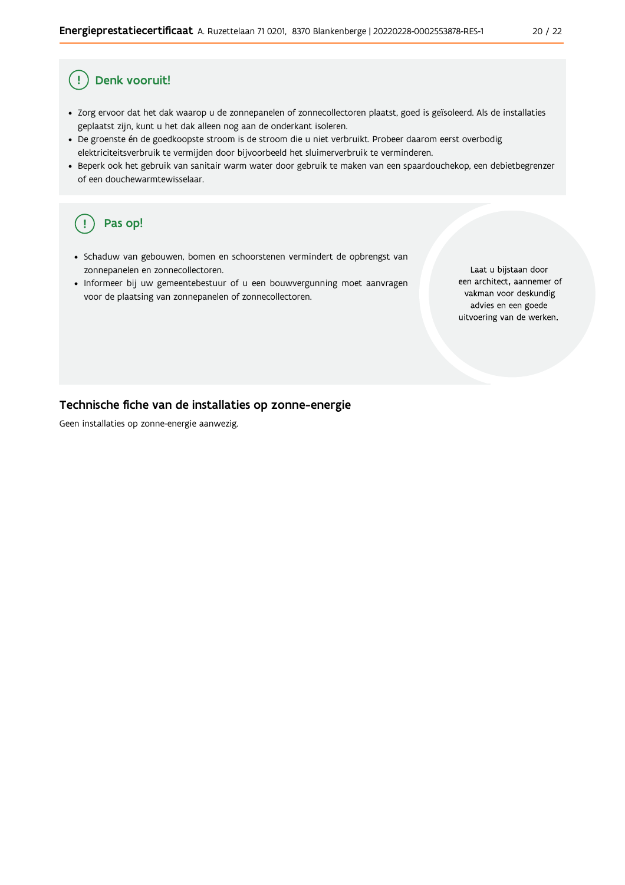## Denk vooruit!

- Zorg ervoor dat het dak waarop u de zonnepanelen of zonnecollectoren plaatst, goed is geïsoleerd. Als de installaties geplaatst zijn, kunt u het dak alleen nog aan de onderkant isoleren.
- De groenste én de goedkoopste stroom is de stroom die u niet verbruikt. Probeer daarom eerst overbodig elektriciteitsverbruik te vermijden door bijvoorbeeld het sluimerverbruik te verminderen.
- Beperk ook het gebruik van sanitair warm water door gebruik te maken van een spaardouchekop, een debietbegrenzer of een douchewarmtewisselaar.

## Pas op!

- Schaduw van gebouwen, bomen en schoorstenen vermindert de opbrengst van zonnepanelen en zonnecollectoren.
- Informeer bij uw gemeentebestuur of u een bouwvergunning moet aanvragen voor de plaatsing van zonnepanelen of zonnecollectoren.

Laat u bijstaan door een architect, aannemer of vakman voor deskundig advies en een goede uitvoering van de werken.

## Technische fiche van de installaties op zonne-energie

Geen installaties op zonne-energie aanwezig.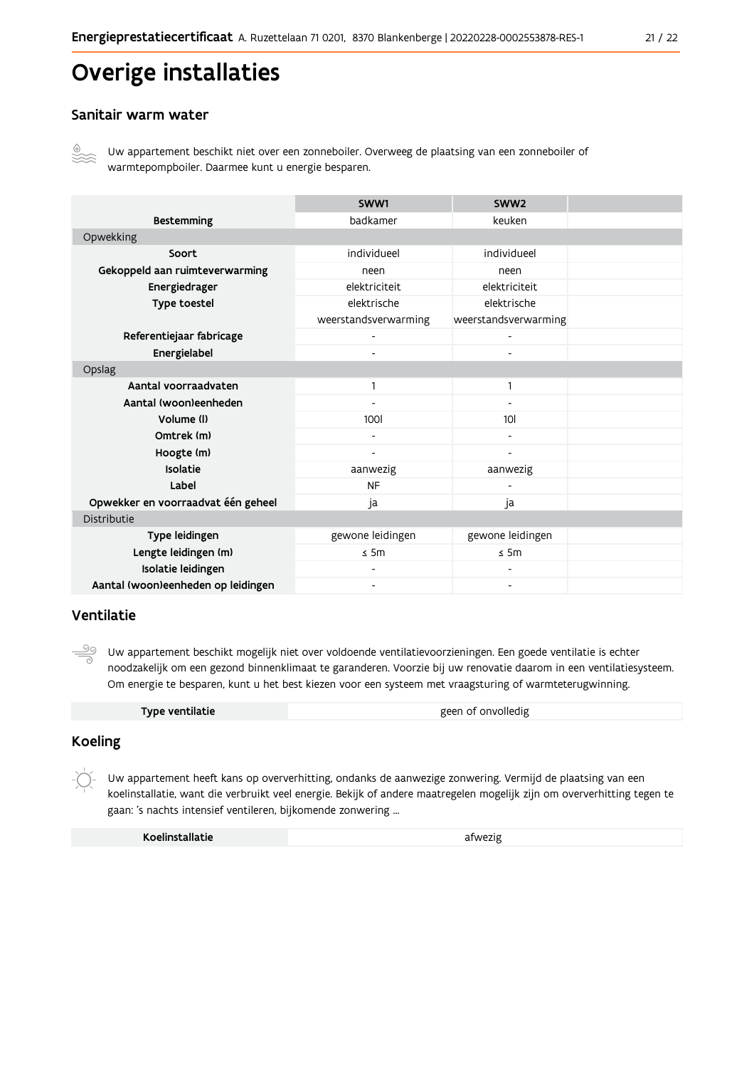# Overige installaties

## Sanitair warm water

Uw appartement beschikt niet over een zonneboiler. Overweeg de plaatsing van een zonneboiler of warmtepompboiler. Daarmee kunt u energie besparen.

| | SWW1 | SWW2 | |
|---|---|---|---|
| **Bestemming** | badkamer | keuken | |
| Opwekking | | | |
| **Soort** | individueel | individueel | |
| **Gekoppeld aan ruimteverwarming** | neen | neen | |
| **Energiedrager** | elektriciteit | elektriciteit | |
| **Type toestel** | elektrische weerstandsverwarming | elektrische weerstandsverwarming | |
| **Referentiejaar fabricage** | - | - | |
| **Energielabel** | - | - | |
| Opslag | | | |
| **Aantal voorraadvaten** | 1 | 1 | |
| **Aantal (woon)eenheden** | - | - | |
| **Volume (l)** | 100l | 10l | |
| **Omtrek (m)** | - | - | |
| **Hoogte (m)** | - | - | |
| **Isolatie** | aanwezig | aanwezig | |
| **Label** | NF | - | |
| **Opwekker en voorraadvat één geheel** | ja | ja | |
| Distributie | | | |
| **Type leidingen** | gewone leidingen | gewone leidingen | |
| **Lengte leidingen (m)** | ≤ 5m | ≤ 5m | |
| **Isolatie leidingen** | - | - | |
| **Aantal (woon)eenheden op leidingen** | - | - | |

## Ventilatie

Uw appartement beschikt mogelijk niet over voldoende ventilatievoorzieningen. Een goede ventilatie is echter noodzakelijk om een gezond binnenklimaat te garanderen. Voorzie bij uw renovatie daarom in een ventilatiesysteem. Om energie te besparen, kunt u het best kiezen voor een systeem met vraagsturing of warmteterugwinning.

| | |
|---|---|
| **Type ventilatie** | geen of onvolledig |

## Koeling

Uw appartement heeft kans op oververhitting, ondanks de aanwezige zonwering. Vermijd de plaatsing van een koelinstallatie, want die verbruikt veel energie. Bekijk of andere maatregelen mogelijk zijn om oververhitting tegen te gaan: 's nachts intensief ventileren, bijkomende zonwering ...

| | |
|---|---|
| **Koelinstallatie** | afwezig |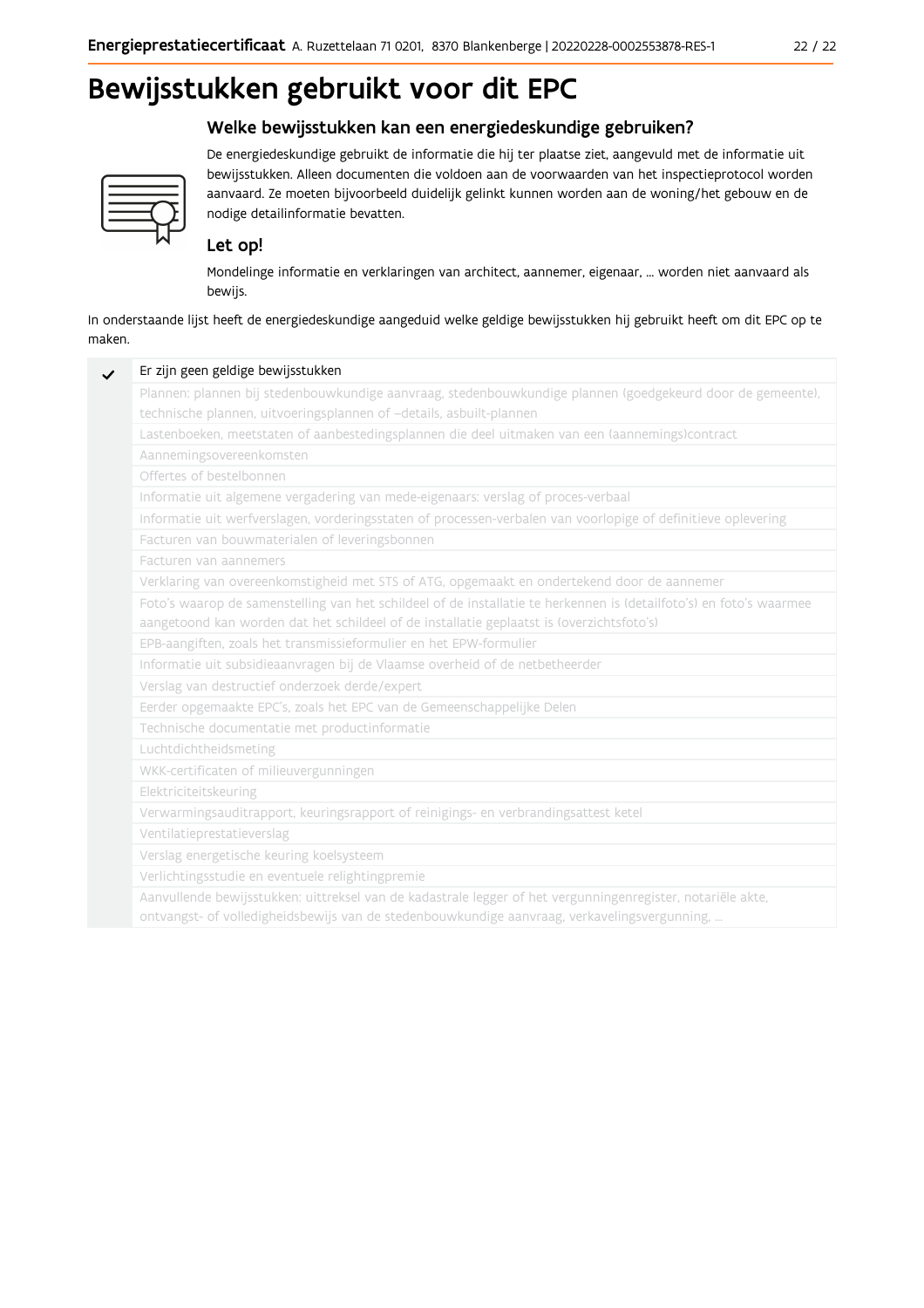# Bewijsstukken gebruikt voor dit EPC

## Welke bewijsstukken kan een energiedeskundige gebruiken?

De energiedeskundige gebruikt de informatie die hij ter plaatse ziet, aangevuld met de informatie uit bewijsstukken. Alleen documenten die voldoen aan de voorwaarden van het inspectieprotocol worden aanvaard. Ze moeten bijvoorbeeld duidelijk gelinkt kunnen worden aan de woning/het gebouw en de nodige detailinformatie bevatten.

### Let op!

Mondelinge informatie en verklaringen van architect, aannemer, eigenaar, … worden niet aanvaard als bewijs.

In onderstaande lijst heeft de energiedeskundige aangeduid welke geldige bewijsstukken hij gebruikt heeft om dit EPC op te maken.

| | |
|---|---|
| ✓ | Er zijn geen geldige bewijsstukken |
| | Plannen: plannen bij stedenbouwkundige aanvraag, stedenbouwkundige plannen (goedgekeurd door de gemeente), technische plannen, uitvoeringsplannen of –details, asbuilt-plannen |
| | Lastenboeken, meetstaten of aanbestedingsplannen die deel uitmaken van een (aannemings)contract |
| | Aannemingsovereenkomsten |
| | Offertes of bestelbonnen |
| | Informatie uit algemene vergadering van mede-eigenaars: verslag of proces-verbaal |
| | Informatie uit werfverslagen, vorderingsstaten of processen-verbalen van voorlopige of definitieve oplevering |
| | Facturen van bouwmaterialen of leveringsbonnen |
| | Facturen van aannemers |
| | Verklaring van overeenkomstigheid met STS of ATG, opgemaakt en ondertekend door de aannemer |
| | Foto's waarop de samenstelling van het schildeel of de installatie te herkennen is (detailfoto's) en foto's waarmee aangetoond kan worden dat het schildeel of de installatie geplaatst is (overzichtsfoto's) |
| | EPB-aangiften, zoals het transmissieformulier en het EPW-formulier |
| | Informatie uit subsidieaanvragen bij de Vlaamse overheid of de netbetheerder |
| | Verslag van destructief onderzoek derde/expert |
| | Eerder opgemaakte EPC's, zoals het EPC van de Gemeenschappelijke Delen |
| | Technische documentatie met productinformatie |
| | Luchtdichtheidsmeting |
| | WKK-certificaten of milieuvergunningen |
| | Elektriciteitskeuring |
| | Verwarmingsauditrapport, keuringsrapport of reinigings- en verbrandingsattest ketel |
| | Ventilatieprestatieverslag |
| | Verslag energetische keuring koelsysteem |
| | Verlichtingsstudie en eventuele relightingpremie |
| | Aanvullende bewijsstukken: uittreksel van de kadastrale legger of het vergunningenregister, notariële akte, ontvangst- of volledigheidsbewijs van de stedenbouwkundige aanvraag, verkavelingsvergunning, … |